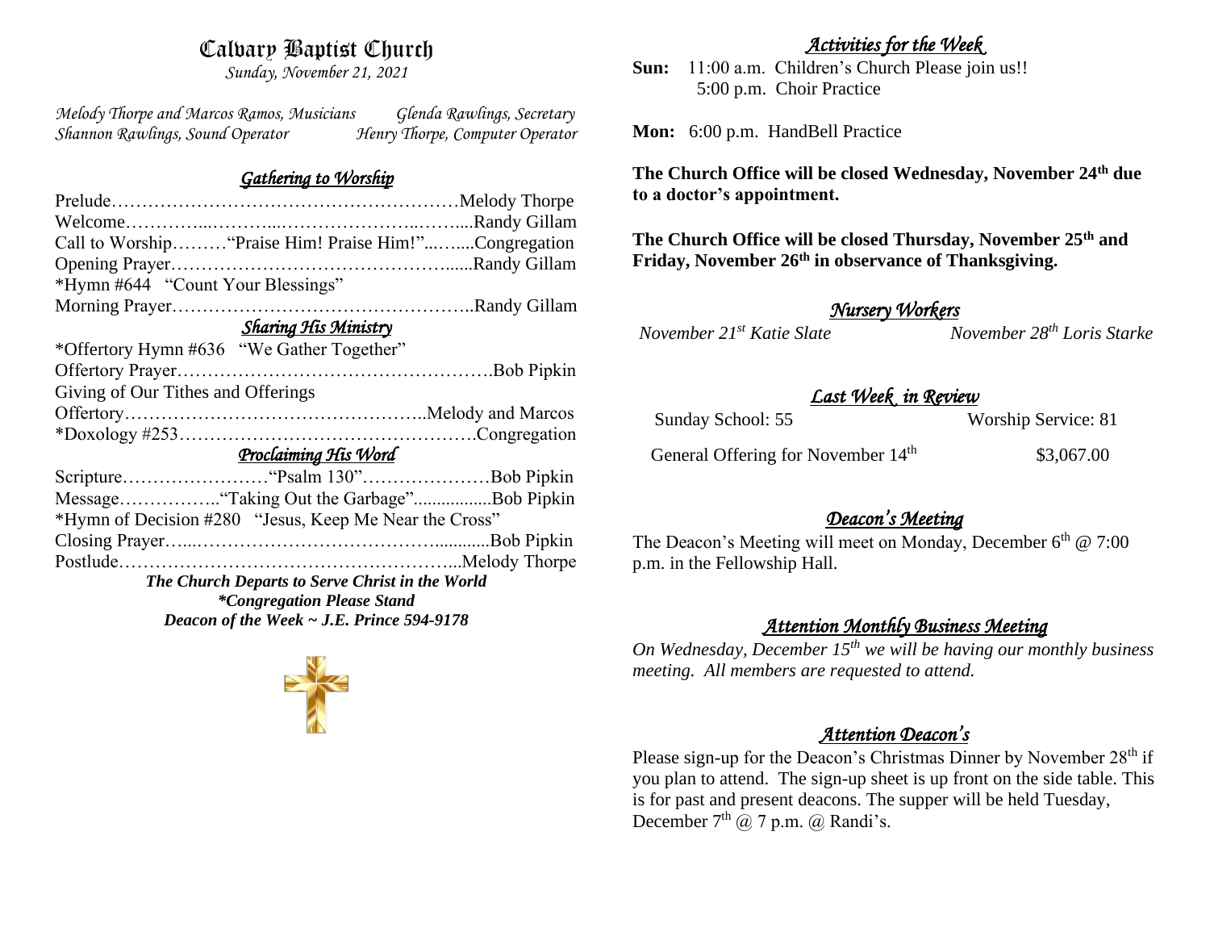# Calvary Baptist Church

*Sunday, November 21, 2021*

*Melody Thorpe and Marcos Ramos, Musicians* *Glenda Rawlings, Secretary*
*Shannon Rawlings, Sound Operator* *Henry Thorpe, Computer Operator*

## *Gathering to Worship*

Prelude…………………………………………………Melody Thorpe
Welcome…………...………...…………………...……....Randy Gillam
Call to Worship………"Praise Him! Praise Him!"...…....Congregation
Opening Prayer……………………………………….......Randy Gillam
*Hymn #644 "Count Your Blessings"
Morning Prayer…………………………………………..Randy Gillam

## *Sharing His Ministry*

*Offertory Hymn #636 "We Gather Together"
Offertory Prayer…………………………………………….Bob Pipkin
Giving of Our Tithes and Offerings
Offertory…………………………………………..Melody and Marcos
*Doxology #253………………………………………….Congregation

## *Proclaiming His Word*

Scripture……………………"Psalm 130"…………………Bob Pipkin
Message……………."Taking Out the Garbage"..................Bob Pipkin
*Hymn of Decision #280 "Jesus, Keep Me Near the Cross"
Closing Prayer…...……………………………….............Bob Pipkin
Postlude………………………………………………...Melody Thorpe

***The Church Departs to Serve Christ in the World***
***\*Congregation Please Stand***
***Deacon of the Week ~ J.E. Prince 594-9178***

## *Activities for the Week*

**Sun:** 11:00 a.m. Children's Church Please join us!!
5:00 p.m. Choir Practice

**Mon:** 6:00 p.m. HandBell Practice

**The Church Office will be closed Wednesday, November 24th due to a doctor's appointment.**

**The Church Office will be closed Thursday, November 25th and Friday, November 26th in observance of Thanksgiving.**

## *Nursery Workers*

*November 21st Katie Slate* *November 28th Loris Starke*

## *Last Week in Review*

Sunday School: 55 Worship Service: 81

General Offering for November 14th $3,067.00

## *Deacon's Meeting*

The Deacon's Meeting will meet on Monday, December 6th @ 7:00 p.m. in the Fellowship Hall.

## *Attention Monthly Business Meeting*

*On Wednesday, December 15th we will be having our monthly business meeting. All members are requested to attend.*

## *Attention Deacon's*

Please sign-up for the Deacon's Christmas Dinner by November 28th if you plan to attend. The sign-up sheet is up front on the side table. This is for past and present deacons. The supper will be held Tuesday, December 7th @ 7 p.m. @ Randi's.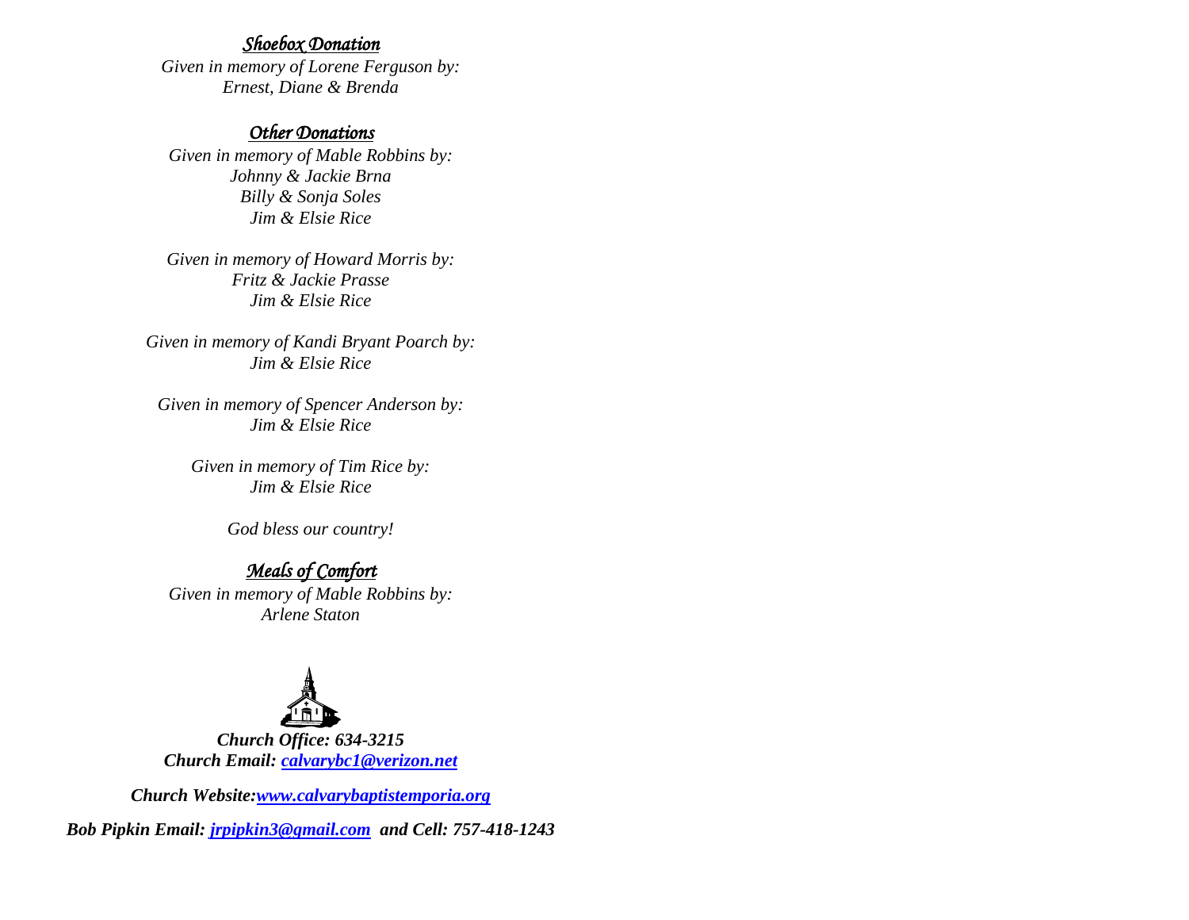***Shoebox Donation***

*Given in memory of Lorene Ferguson by:*
*Ernest, Diane & Brenda*

***Other Donations***

*Given in memory of Mable Robbins by:*
*Johnny & Jackie Brna*
*Billy & Sonja Soles*
*Jim & Elsie Rice*

*Given in memory of Howard Morris by:*
*Fritz & Jackie Prasse*
*Jim & Elsie Rice*

*Given in memory of Kandi Bryant Poarch by:*
*Jim & Elsie Rice*

*Given in memory of Spencer Anderson by:*
*Jim & Elsie Rice*

*Given in memory of Tim Rice by:*
*Jim & Elsie Rice*

*God bless our country!*

***Meals of Comfort***

*Given in memory of Mable Robbins by:*
*Arlene Staton*

***Church Office: 634-3215***
***Church Email: calvarybc1@verizon.net***

***Church Website:www.calvarybaptistemporia.org***

***Bob Pipkin Email: jrpipkin3@gmail.com and Cell: 757-418-1243***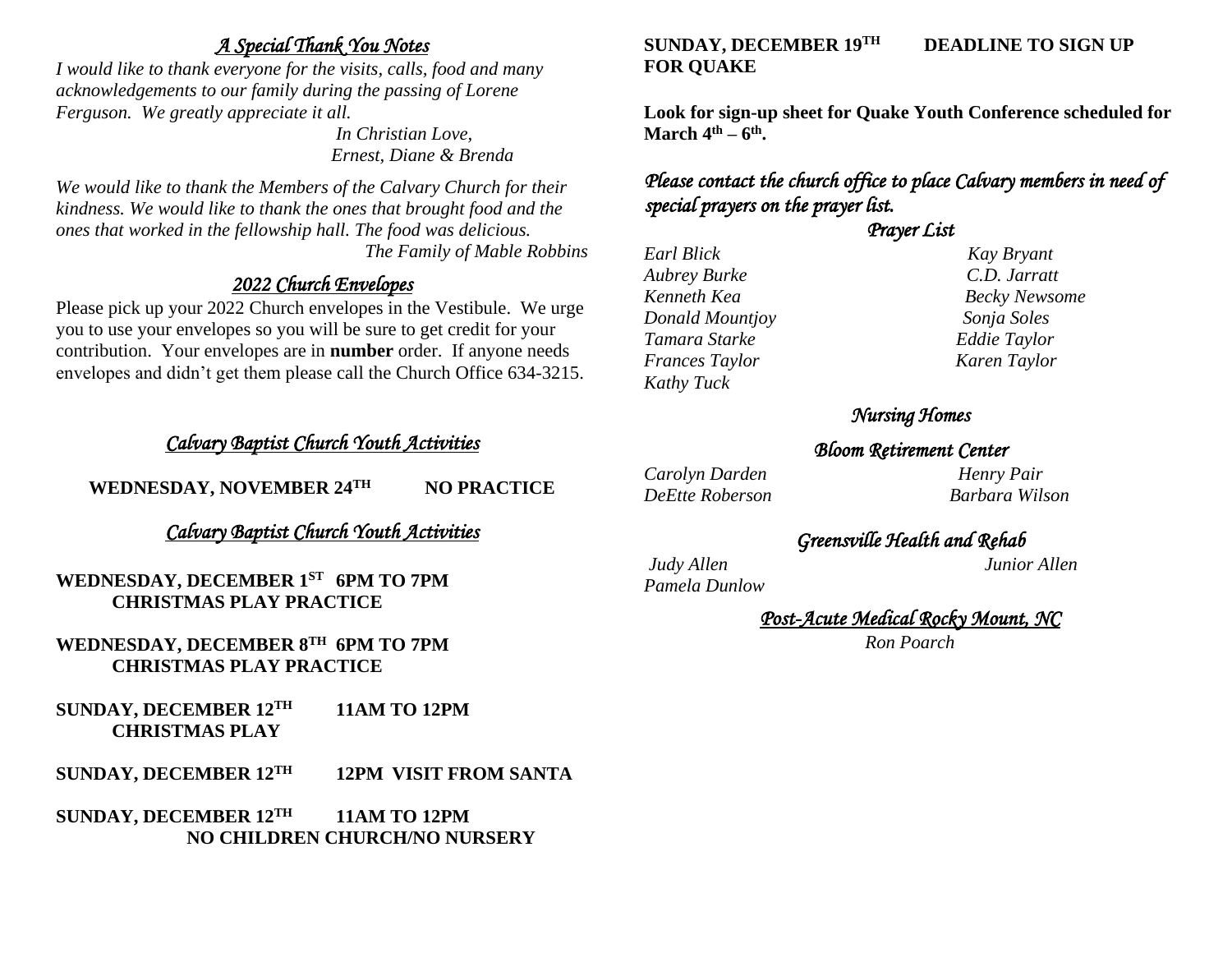## *A Special Thank You Notes*

*I would like to thank everyone for the visits, calls, food and many acknowledgements to our family during the passing of Lorene Ferguson. We greatly appreciate it all.*

*In Christian Love,*
*Ernest, Diane & Brenda*

*We would like to thank the Members of the Calvary Church for their kindness. We would like to thank the ones that brought food and the ones that worked in the fellowship hall. The food was delicious.*

*The Family of Mable Robbins*

## *2022 Church Envelopes*

Please pick up your 2022 Church envelopes in the Vestibule. We urge you to use your envelopes so you will be sure to get credit for your contribution. Your envelopes are in **number** order. If anyone needs envelopes and didn't get them please call the Church Office 634-3215.

## *Calvary Baptist Church Youth Activities*

**WEDNESDAY, NOVEMBER 24TH NO PRACTICE**

## *Calvary Baptist Church Youth Activities*

**WEDNESDAY, DECEMBER 1ST 6PM TO 7PM**
**CHRISTMAS PLAY PRACTICE**

**WEDNESDAY, DECEMBER 8TH 6PM TO 7PM**
**CHRISTMAS PLAY PRACTICE**

**SUNDAY, DECEMBER 12TH 11AM TO 12PM**
**CHRISTMAS PLAY**

**SUNDAY, DECEMBER 12TH 12PM VISIT FROM SANTA**

**SUNDAY, DECEMBER 12TH 11AM TO 12PM**
**NO CHILDREN CHURCH/NO NURSERY**

**SUNDAY, DECEMBER 19TH DEADLINE TO SIGN UP FOR QUAKE**

**Look for sign-up sheet for Quake Youth Conference scheduled for March 4th – 6th.**

*Please contact the church office to place Calvary members in need of special prayers on the prayer list.*

## *Prayer List*

*Earl Blick*
*Kay Bryant*
*Aubrey Burke*
*C.D. Jarratt*
*Kenneth Kea*
*Becky Newsome*
*Donald Mountjoy*
*Sonja Soles*
*Tamara Starke*
*Eddie Taylor*
*Frances Taylor*
*Karen Taylor*
*Kathy Tuck*

## *Nursing Homes*

### *Bloom Retirement Center*

*Carolyn Darden*
*Henry Pair*
*DeEtte Roberson*
*Barbara Wilson*

### *Greensville Health and Rehab*

*Judy Allen*
*Junior Allen*
*Pamela Dunlow*

### *Post-Acute Medical Rocky Mount, NC*

*Ron Poarch*